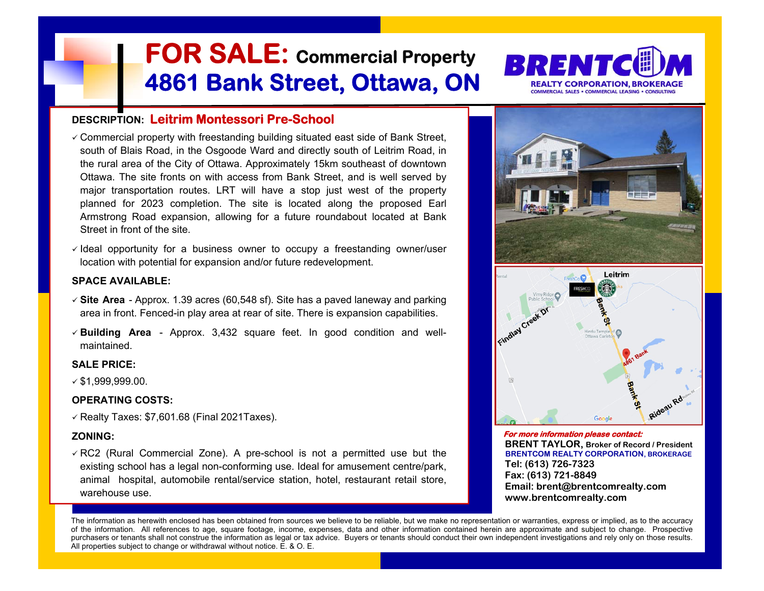# FOR SALE: Commercial Property
# 4861 Bank Street, Ottawa, ON

**BRENTCOM**
REALTY CORPORATION, BROKERAGE
COMMERCIAL SALES • COMMERCIAL LEASING • CONSULTING

**DESCRIPTION: Leitrim Montessori Pre-School**

- ✓ Commercial property with freestanding building situated east side of Bank Street, south of Blais Road, in the Osgoode Ward and directly south of Leitrim Road, in the rural area of the City of Ottawa. Approximately 15km southeast of downtown Ottawa. The site fronts on with access from Bank Street, and is well served by major transportation routes. LRT will have a stop just west of the property planned for 2023 completion. The site is located along the proposed Earl Armstrong Road expansion, allowing for a future roundabout located at Bank Street in front of the site.
- ✓ Ideal opportunity for a business owner to occupy a freestanding owner/user location with potential for expansion and/or future redevelopment.

**SPACE AVAILABLE:**

- ✓ **Site Area** - Approx. 1.39 acres (60,548 sf). Site has a paved laneway and parking area in front. Fenced-in play area at rear of site. There is expansion capabilities.
- ✓ **Building Area** - Approx. 3,432 square feet. In good condition and well-maintained.

**SALE PRICE:**

- ✓ $1,999,999.00.

**OPERATING COSTS:**

- ✓ Realty Taxes: $7,601.68 (Final 2021Taxes).

**ZONING:**

- ✓ RC2 (Rural Commercial Zone). A pre-school is not a permitted use but the existing school has a legal non-conforming use. Ideal for amusement centre/park, animal hospital, automobile rental/service station, hotel, restaurant retail store, warehouse use.

***For more information please contact:***

**BRENT TAYLOR, Broker of Record / President**
**BRENTCOM REALTY CORPORATION, BROKERAGE**
**Tel: (613) 726-7323**
**Fax: (613) 721-8849**
**Email: brent@brentcomrealty.com**
**www.brentcomrealty.com**

The information as herewith enclosed has been obtained from sources we believe to be reliable, but we make no representation or warranties, express or implied, as to the accuracy of the information. All references to age, square footage, income, expenses, data and other information contained herein are approximate and subject to change. Prospective purchasers or tenants shall not construe the information as legal or tax advice. Buyers or tenants should conduct their own independent investigations and rely only on those results. All properties subject to change or withdrawal without notice. E. & O. E.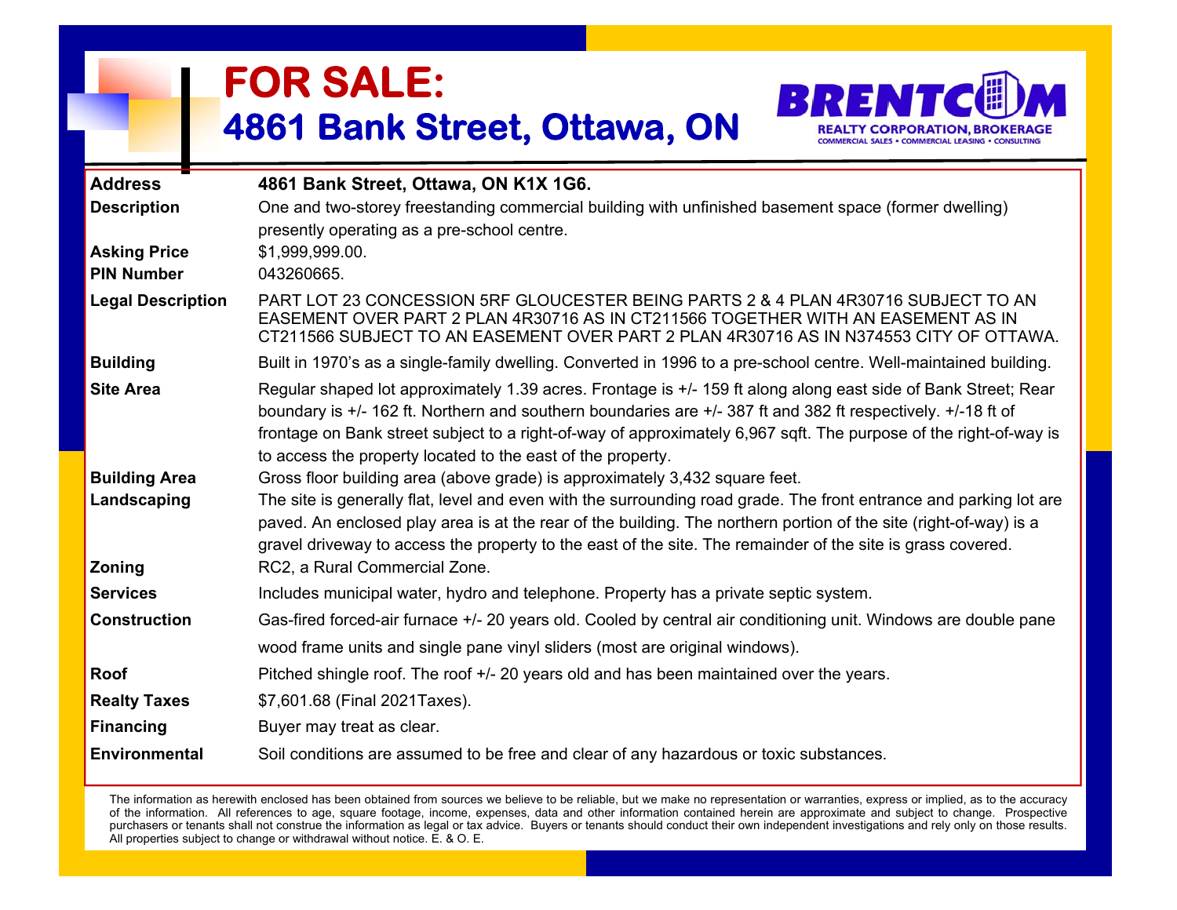# FOR SALE:

## 4861 Bank Street, Ottawa, ON

**BRENTCOM REALTY CORPORATION, BROKERAGE**
COMMERCIAL SALES • COMMERCIAL LEASING • CONSULTING

| | |
|---|---|
| **Address** | **4861 Bank Street, Ottawa, ON K1X 1G6.** |
| **Description** | One and two-storey freestanding commercial building with unfinished basement space (former dwelling) presently operating as a pre-school centre. |
| **Asking Price** | $1,999,999.00. |
| **PIN Number** | 043260665. |
| **Legal Description** | PART LOT 23 CONCESSION 5RF GLOUCESTER BEING PARTS 2 & 4 PLAN 4R30716 SUBJECT TO AN EASEMENT OVER PART 2 PLAN 4R30716 AS IN CT211566 TOGETHER WITH AN EASEMENT AS IN CT211566 SUBJECT TO AN EASEMENT OVER PART 2 PLAN 4R30716 AS IN N374553 CITY OF OTTAWA. |
| **Building** | Built in 1970's as a single-family dwelling. Converted in 1996 to a pre-school centre. Well-maintained building. |
| **Site Area** | Regular shaped lot approximately 1.39 acres. Frontage is +/- 159 ft along along east side of Bank Street; Rear boundary is +/- 162 ft. Northern and southern boundaries are +/- 387 ft and 382 ft respectively. +/-18 ft of frontage on Bank street subject to a right-of-way of approximately 6,967 sqft. The purpose of the right-of-way is to access the property located to the east of the property. |
| **Building Area** | Gross floor building area (above grade) is approximately 3,432 square feet. |
| **Landscaping** | The site is generally flat, level and even with the surrounding road grade. The front entrance and parking lot are paved. An enclosed play area is at the rear of the building. The northern portion of the site (right-of-way) is a gravel driveway to access the property to the east of the site. The remainder of the site is grass covered. |
| **Zoning** | RC2, a Rural Commercial Zone. |
| **Services** | Includes municipal water, hydro and telephone. Property has a private septic system. |
| **Construction** | Gas-fired forced-air furnace +/- 20 years old. Cooled by central air conditioning unit. Windows are double pane wood frame units and single pane vinyl sliders (most are original windows). |
| **Roof** | Pitched shingle roof. The roof +/- 20 years old and has been maintained over the years. |
| **Realty Taxes** | $7,601.68 (Final 2021Taxes). |
| **Financing** | Buyer may treat as clear. |
| **Environmental** | Soil conditions are assumed to be free and clear of any hazardous or toxic substances. |

The information as herewith enclosed has been obtained from sources we believe to be reliable, but we make no representation or warranties, express or implied, as to the accuracy of the information. All references to age, square footage, income, expenses, data and other information contained herein are approximate and subject to change. Prospective purchasers or tenants shall not construe the information as legal or tax advice. Buyers or tenants should conduct their own independent investigations and rely only on those results. All properties subject to change or withdrawal without notice. E. & O. E.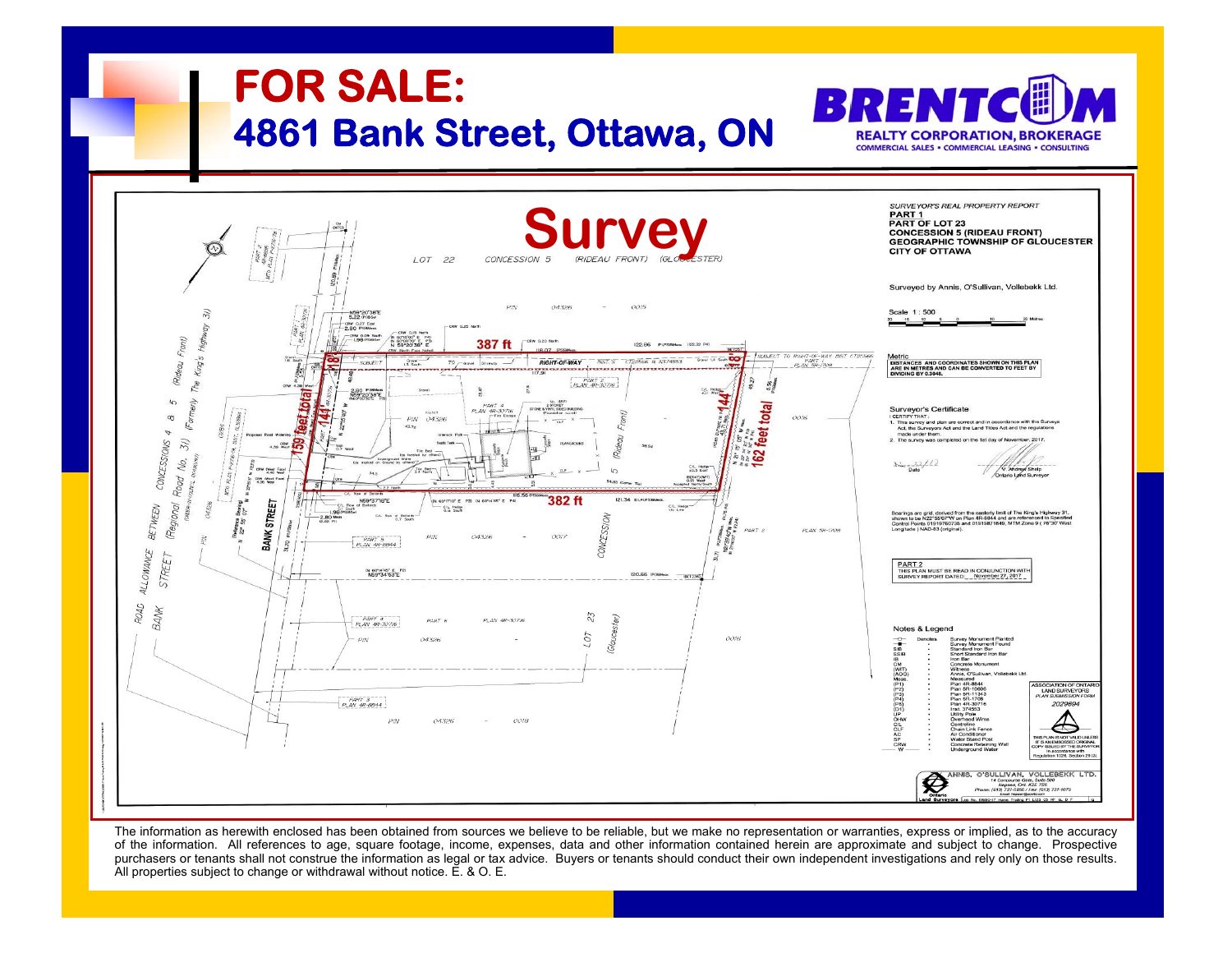# FOR SALE:
## 4861 Bank Street, Ottawa, ON

BRENTCOM REALTY CORPORATION, BROKERAGE
COMMERCIAL SALES • COMMERCIAL LEASING • CONSULTING

## Survey

387 ft

382 ft

159 feet total

162 feet total

144'

18'

**SURVEYOR'S REAL PROPERTY REPORT**
**PART 1**
**PART OF LOT 23**
**CONCESSION 5 (RIDEAU FRONT)**
**GEOGRAPHIC TOWNSHIP OF GLOUCESTER**
**CITY OF OTTAWA**

Surveyed by Annis, O'Sullivan, Vollebekk Ltd.

Scale 1 : 500

Metric
DISTANCES AND COORDINATES SHOWN ON THIS PLAN ARE IN METRES AND CAN BE CONVERTED TO FEET BY DIVIDING BY 0.3048.

Surveyor's Certificate
I CERTIFY THAT :
1. This survey and plan are correct and in accordance with the Surveys Act, the Surveyors Act and the Land Titles Act and the regulations made under them.
2. The survey was completed on the 1st day of November, 2017.

Date — Ontario Land Surveyor

Bearings are grid, derived from the easterly limit of The King's Highway 31, shown to be N22°55'07"W on Plan 4R-8844 and are referenced to Specified Control Points 01919760738 and 01919871649, MTM Zone 9 ( 76°30' West Longitude ) NAD-83 (original).

PART 2
THIS PLAN MUST BE READ IN CONJUNCTION WITH SURVEY REPORT DATED: November 27, 2017

Notes & Legend

ANNIS, O'SULLIVAN, VOLLEBEKK LTD.

The information as herewith enclosed has been obtained from sources we believe to be reliable, but we make no representation or warranties, express or implied, as to the accuracy of the information. All references to age, square footage, income, expenses, data and other information contained herein are approximate and subject to change. Prospective purchasers or tenants shall not construe the information as legal or tax advice. Buyers or tenants should conduct their own independent investigations and rely only on those results. All properties subject to change or withdrawal without notice. E. & O. E.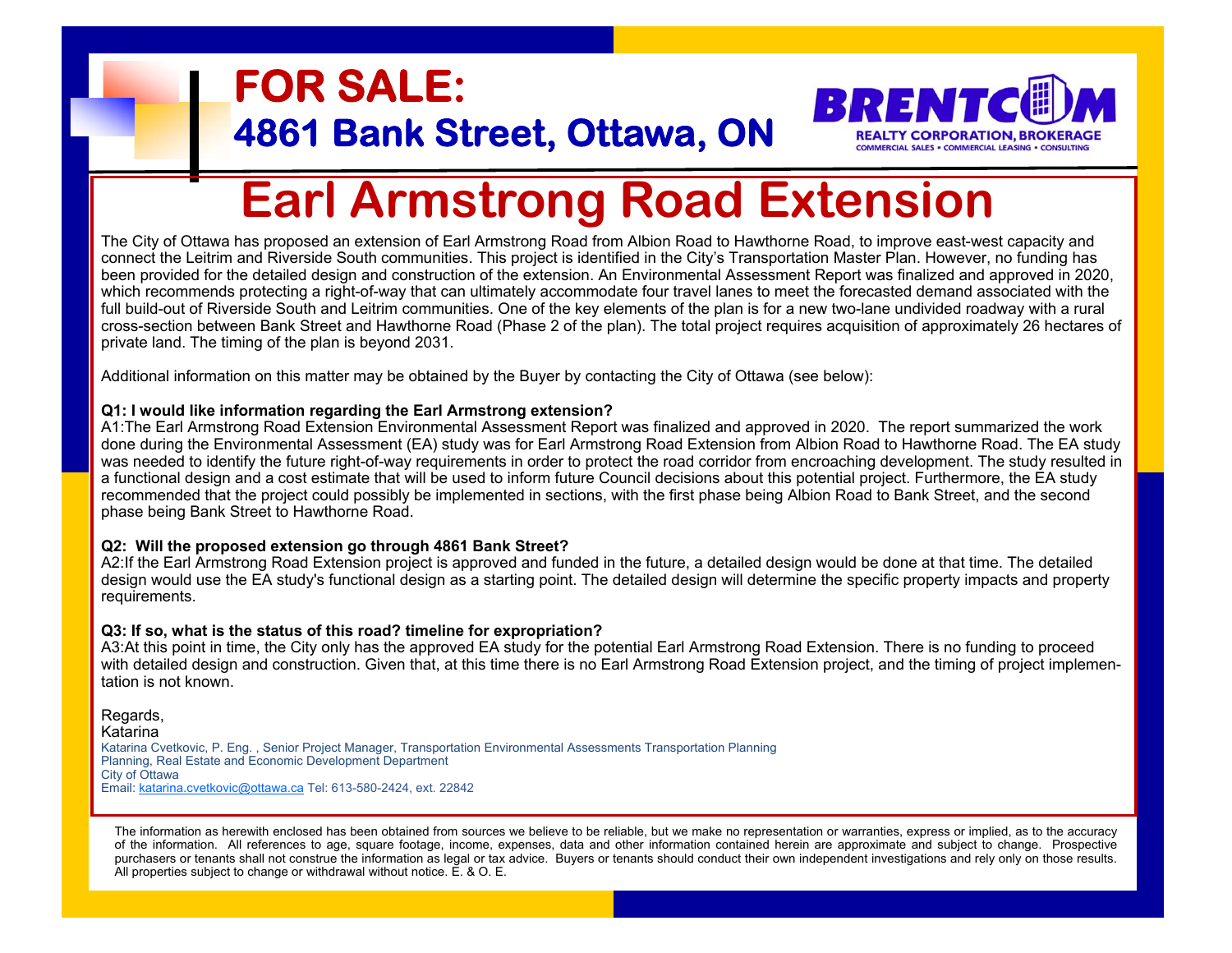# FOR SALE:
## 4861 Bank Street, Ottawa, ON

BRENTCOM
REALTY CORPORATION, BROKERAGE
COMMERCIAL SALES • COMMERCIAL LEASING • CONSULTING

# Earl Armstrong Road Extension

The City of Ottawa has proposed an extension of Earl Armstrong Road from Albion Road to Hawthorne Road, to improve east-west capacity and connect the Leitrim and Riverside South communities. This project is identified in the City's Transportation Master Plan. However, no funding has been provided for the detailed design and construction of the extension. An Environmental Assessment Report was finalized and approved in 2020, which recommends protecting a right-of-way that can ultimately accommodate four travel lanes to meet the forecasted demand associated with the full build-out of Riverside South and Leitrim communities. One of the key elements of the plan is for a new two-lane undivided roadway with a rural cross-section between Bank Street and Hawthorne Road (Phase 2 of the plan). The total project requires acquisition of approximately 26 hectares of private land. The timing of the plan is beyond 2031.

Additional information on this matter may be obtained by the Buyer by contacting the City of Ottawa (see below):

**Q1: I would like information regarding the Earl Armstrong extension?**
A1:The Earl Armstrong Road Extension Environmental Assessment Report was finalized and approved in 2020. The report summarized the work done during the Environmental Assessment (EA) study was for Earl Armstrong Road Extension from Albion Road to Hawthorne Road. The EA study was needed to identify the future right-of-way requirements in order to protect the road corridor from encroaching development. The study resulted in a functional design and a cost estimate that will be used to inform future Council decisions about this potential project. Furthermore, the EA study recommended that the project could possibly be implemented in sections, with the first phase being Albion Road to Bank Street, and the second phase being Bank Street to Hawthorne Road.

**Q2: Will the proposed extension go through 4861 Bank Street?**
A2:If the Earl Armstrong Road Extension project is approved and funded in the future, a detailed design would be done at that time. The detailed design would use the EA study's functional design as a starting point. The detailed design will determine the specific property impacts and property requirements.

**Q3: If so, what is the status of this road? timeline for expropriation?**
A3:At this point in time, the City only has the approved EA study for the potential Earl Armstrong Road Extension. There is no funding to proceed with detailed design and construction. Given that, at this time there is no Earl Armstrong Road Extension project, and the timing of project implementation is not known.

Regards,
Katarina
Katarina Cvetkovic, P. Eng. , Senior Project Manager, Transportation Environmental Assessments Transportation Planning
Planning, Real Estate and Economic Development Department
City of Ottawa
Email: katarina.cvetkovic@ottawa.ca Tel: 613-580-2424, ext. 22842

The information as herewith enclosed has been obtained from sources we believe to be reliable, but we make no representation or warranties, express or implied, as to the accuracy of the information. All references to age, square footage, income, expenses, data and other information contained herein are approximate and subject to change. Prospective purchasers or tenants shall not construe the information as legal or tax advice. Buyers or tenants should conduct their own independent investigations and rely only on those results. All properties subject to change or withdrawal without notice. E. & O. E.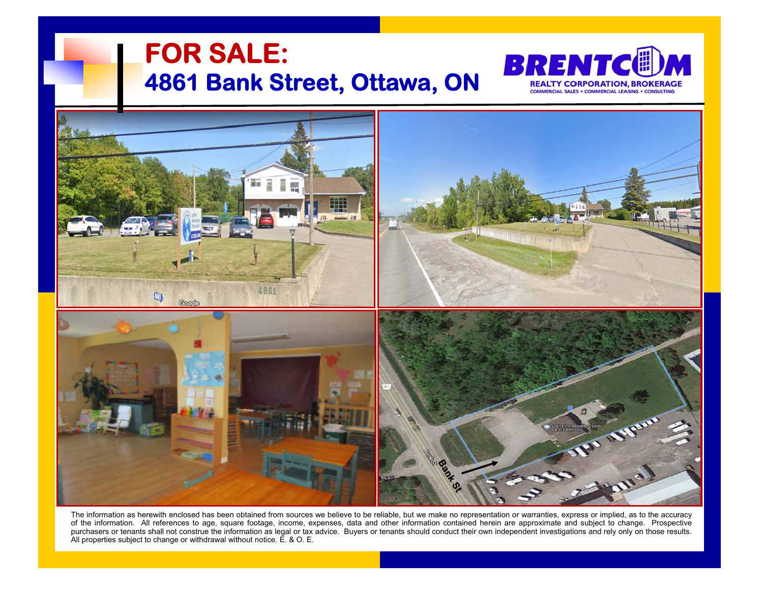# FOR SALE:
## 4861 Bank Street, Ottawa, ON

BRENTCOM
REALTY CORPORATION, BROKERAGE
COMMERCIAL SALES • COMMERCIAL LEASING • CONSULTING

The information as herewith enclosed has been obtained from sources we believe to be reliable, but we make no representation or warranties, express or implied, as to the accuracy of the information. All references to age, square footage, income, expenses, data and other information contained herein are approximate and subject to change. Prospective purchasers or tenants shall not construe the information as legal or tax advice. Buyers or tenants should conduct their own independent investigations and rely only on those results. All properties subject to change or withdrawal without notice. E. & O. E.